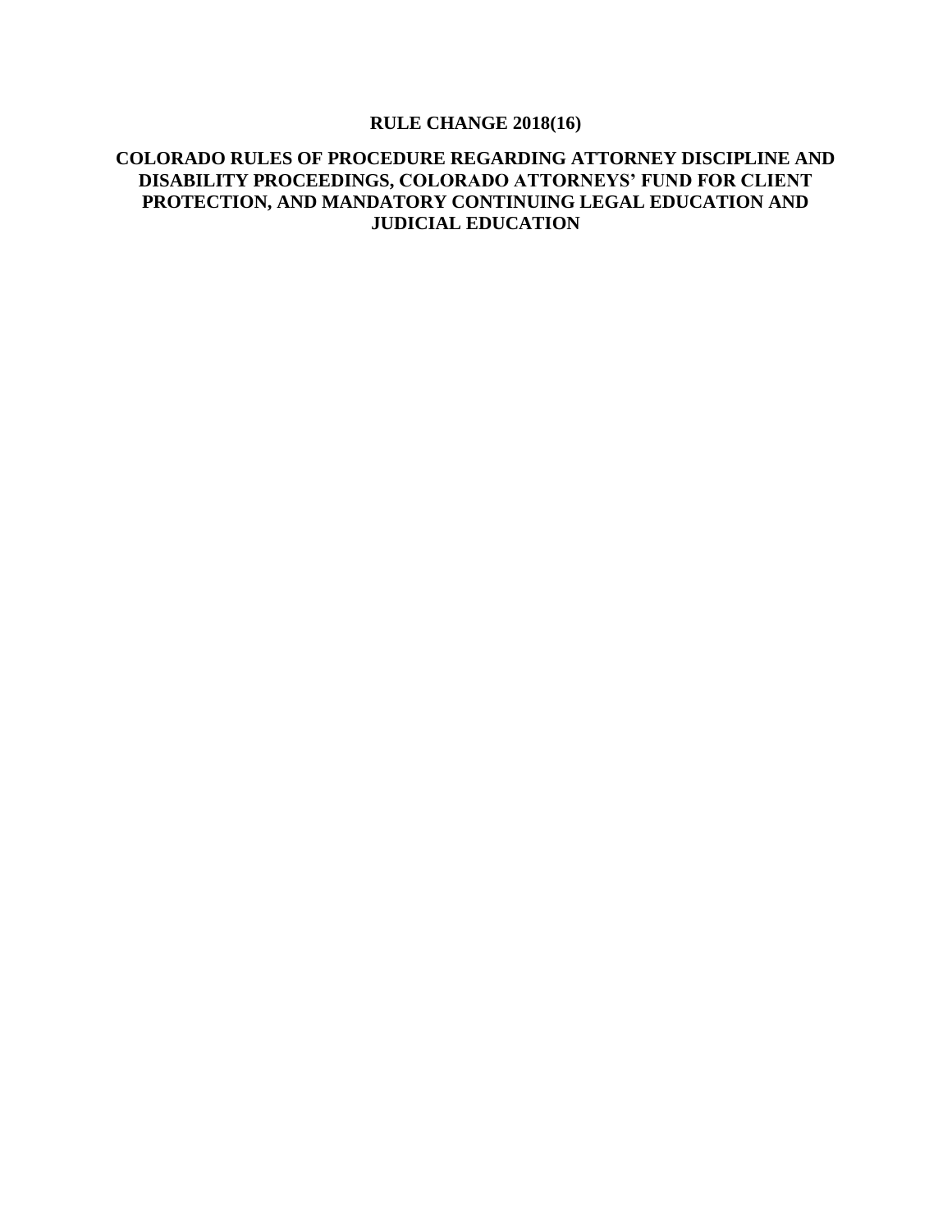# RULE CHANGE 2018(16)

## COLORADO RULES OF PROCEDURE REGARDING ATTORNEY DISCIPLINE AND DISABILITY PROCEEDINGS, COLORADO ATTORNEYS' FUND FOR CLIENT PROTECTION, AND MANDATORY CONTINUING LEGAL EDUCATION AND JUDICIAL EDUCATION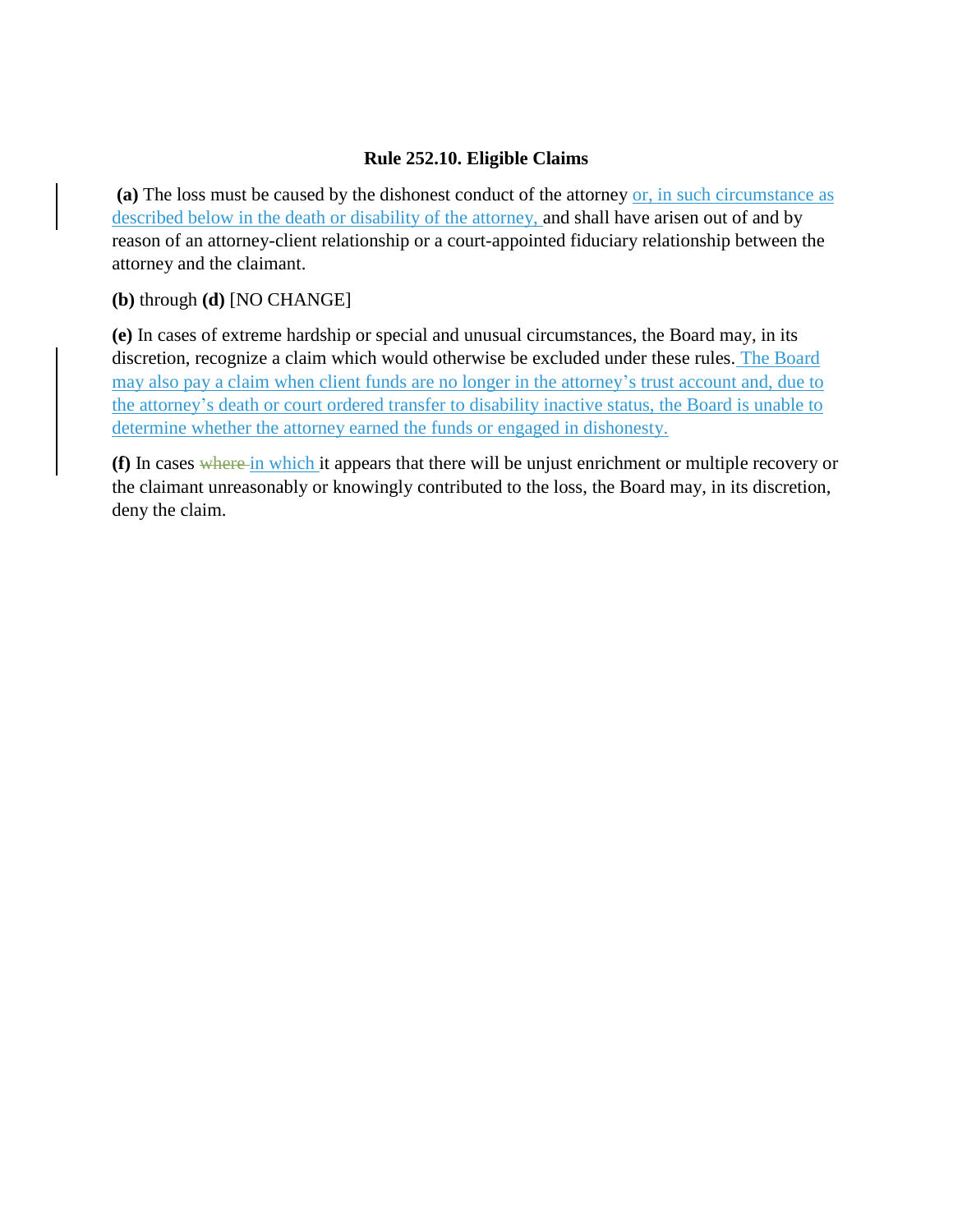**Rule 252.10. Eligible Claims**

**(a)** The loss must be caused by the dishonest conduct of the attorney <u>or, in such circumstance as described below in the death or disability of the attorney,</u> and shall have arisen out of and by reason of an attorney-client relationship or a court-appointed fiduciary relationship between the attorney and the claimant.

**(b)** through **(d)** [NO CHANGE]

**(e)** In cases of extreme hardship or special and unusual circumstances, the Board may, in its discretion, recognize a claim which would otherwise be excluded under these rules. <u>The Board may also pay a claim when client funds are no longer in the attorney's trust account and, due to the attorney's death or court ordered transfer to disability inactive status, the Board is unable to determine whether the attorney earned the funds or engaged in dishonesty.</u>

**(f)** In cases ~~where~~ <u>in which</u> it appears that there will be unjust enrichment or multiple recovery or the claimant unreasonably or knowingly contributed to the loss, the Board may, in its discretion, deny the claim.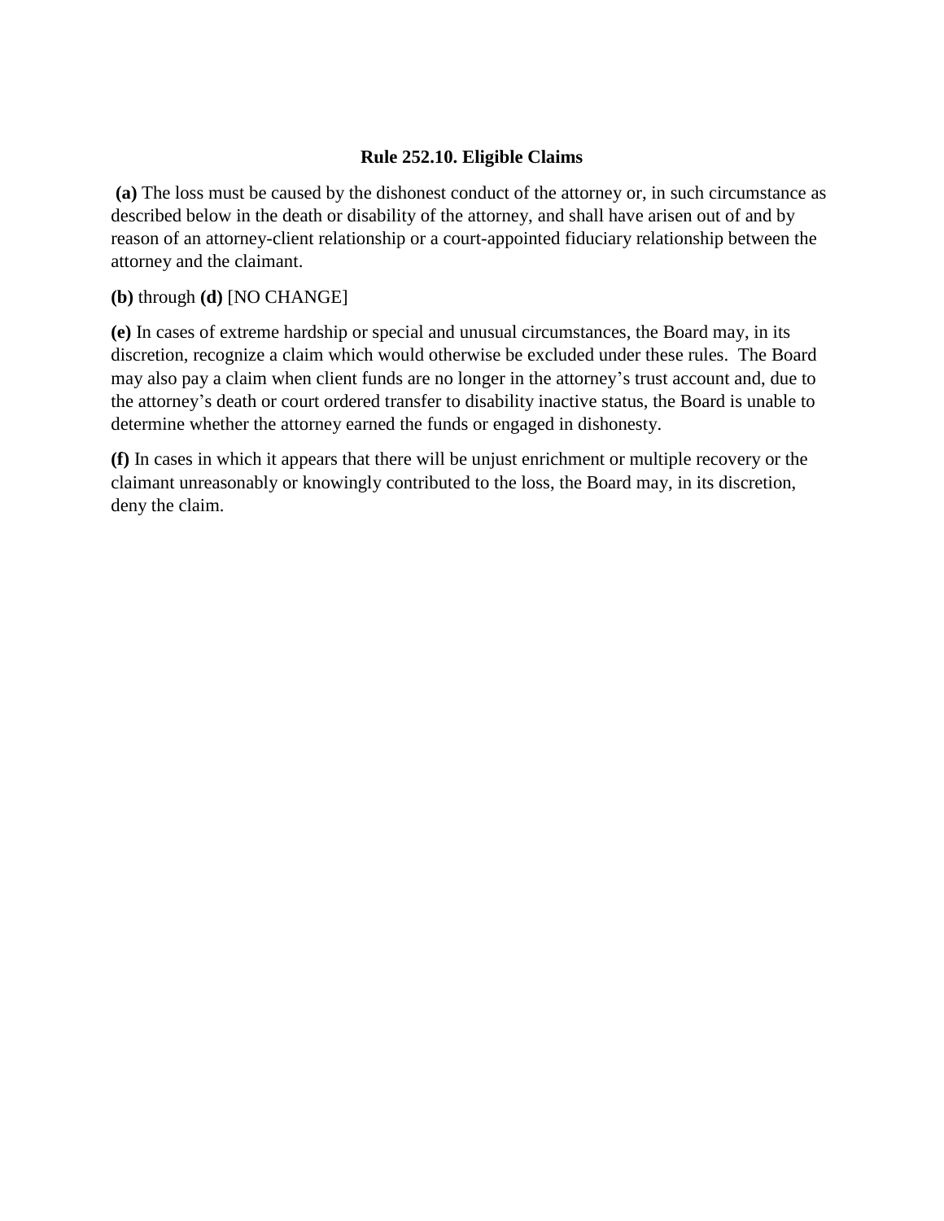### Rule 252.10. Eligible Claims

**(a)** The loss must be caused by the dishonest conduct of the attorney or, in such circumstance as described below in the death or disability of the attorney, and shall have arisen out of and by reason of an attorney-client relationship or a court-appointed fiduciary relationship between the attorney and the claimant.

**(b)** through **(d)** [NO CHANGE]

**(e)** In cases of extreme hardship or special and unusual circumstances, the Board may, in its discretion, recognize a claim which would otherwise be excluded under these rules. The Board may also pay a claim when client funds are no longer in the attorney's trust account and, due to the attorney's death or court ordered transfer to disability inactive status, the Board is unable to determine whether the attorney earned the funds or engaged in dishonesty.

**(f)** In cases in which it appears that there will be unjust enrichment or multiple recovery or the claimant unreasonably or knowingly contributed to the loss, the Board may, in its discretion, deny the claim.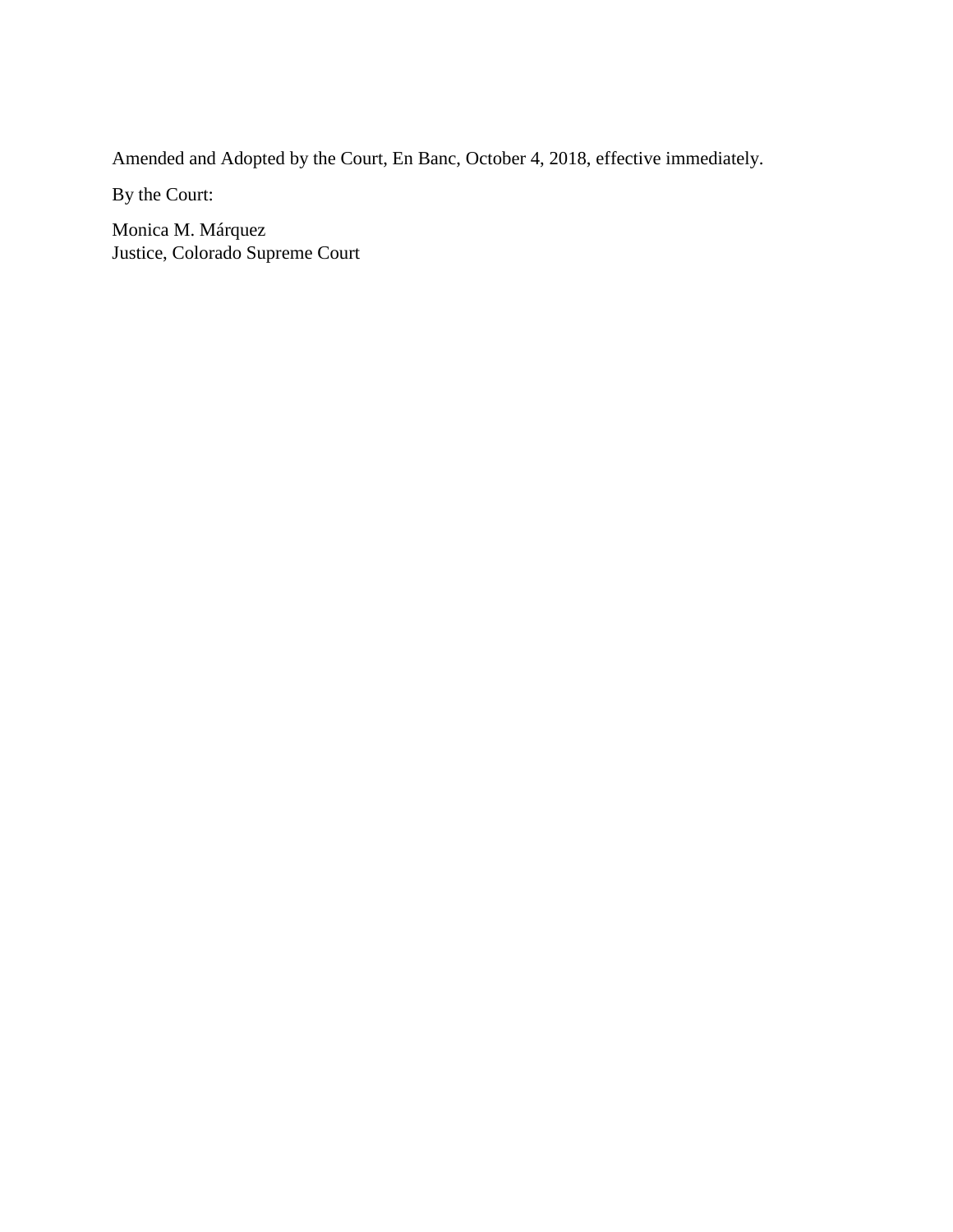Amended and Adopted by the Court, En Banc, October 4, 2018, effective immediately.

By the Court:

Monica M. Márquez
Justice, Colorado Supreme Court